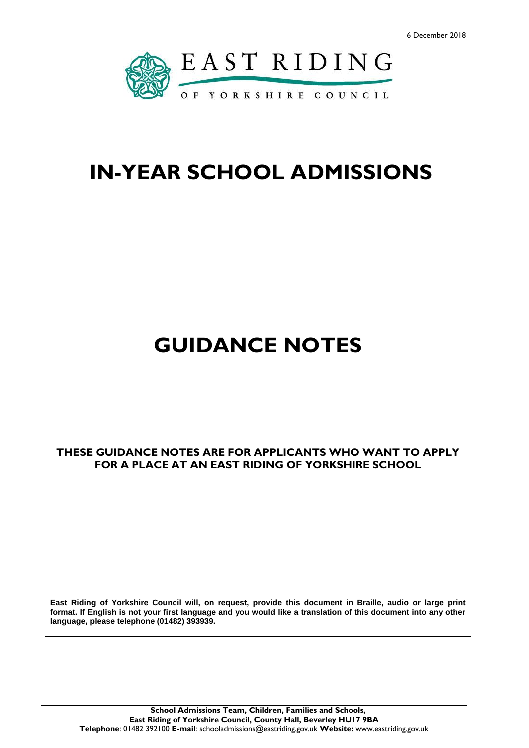6 December 2018

EAST RIDING

OF YORKSHIRE COUNCIL

# IN-YEAR SCHOOL ADMISSIONS

# GUIDANCE NOTES

**THESE GUIDANCE NOTES ARE FOR APPLICANTS WHO WANT TO APPLY FOR A PLACE AT AN EAST RIDING OF YORKSHIRE SCHOOL**

**East Riding of Yorkshire Council will, on request, provide this document in Braille, audio or large print format. If English is not your first language and you would like a translation of this document into any other language, please telephone (01482) 393939.**

**School Admissions Team, Children, Families and Schools,**
**East Riding of Yorkshire Council, County Hall, Beverley HU17 9BA**
**Telephone**: 01482 392100 **E-mail**: schooladmissions@eastriding.gov.uk **Website:** www.eastriding.gov.uk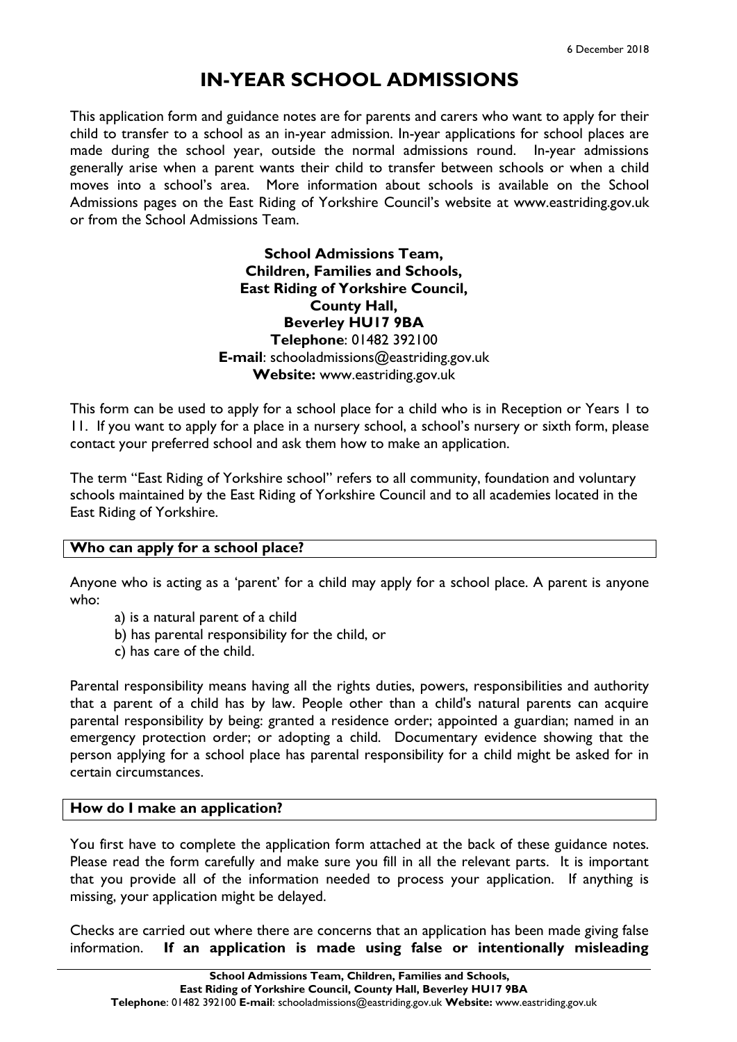# IN-YEAR SCHOOL ADMISSIONS

This application form and guidance notes are for parents and carers who want to apply for their child to transfer to a school as an in-year admission. In-year applications for school places are made during the school year, outside the normal admissions round. In-year admissions generally arise when a parent wants their child to transfer between schools or when a child moves into a school's area. More information about schools is available on the School Admissions pages on the East Riding of Yorkshire Council's website at www.eastriding.gov.uk or from the School Admissions Team.

**School Admissions Team,**
**Children, Families and Schools,**
**East Riding of Yorkshire Council,**
**County Hall,**
**Beverley HU17 9BA**
**Telephone**: 01482 392100
**E-mail**: schooladmissions@eastriding.gov.uk
**Website:** www.eastriding.gov.uk

This form can be used to apply for a school place for a child who is in Reception or Years 1 to 11. If you want to apply for a place in a nursery school, a school's nursery or sixth form, please contact your preferred school and ask them how to make an application.

The term "East Riding of Yorkshire school" refers to all community, foundation and voluntary schools maintained by the East Riding of Yorkshire Council and to all academies located in the East Riding of Yorkshire.

## Who can apply for a school place?

Anyone who is acting as a 'parent' for a child may apply for a school place. A parent is anyone who:

a) is a natural parent of a child
b) has parental responsibility for the child, or
c) has care of the child.

Parental responsibility means having all the rights duties, powers, responsibilities and authority that a parent of a child has by law. People other than a child's natural parents can acquire parental responsibility by being: granted a residence order; appointed a guardian; named in an emergency protection order; or adopting a child. Documentary evidence showing that the person applying for a school place has parental responsibility for a child might be asked for in certain circumstances.

## How do I make an application?

You first have to complete the application form attached at the back of these guidance notes. Please read the form carefully and make sure you fill in all the relevant parts. It is important that you provide all of the information needed to process your application. If anything is missing, your application might be delayed.

Checks are carried out where there are concerns that an application has been made giving false information. **If an application is made using false or intentionally misleading**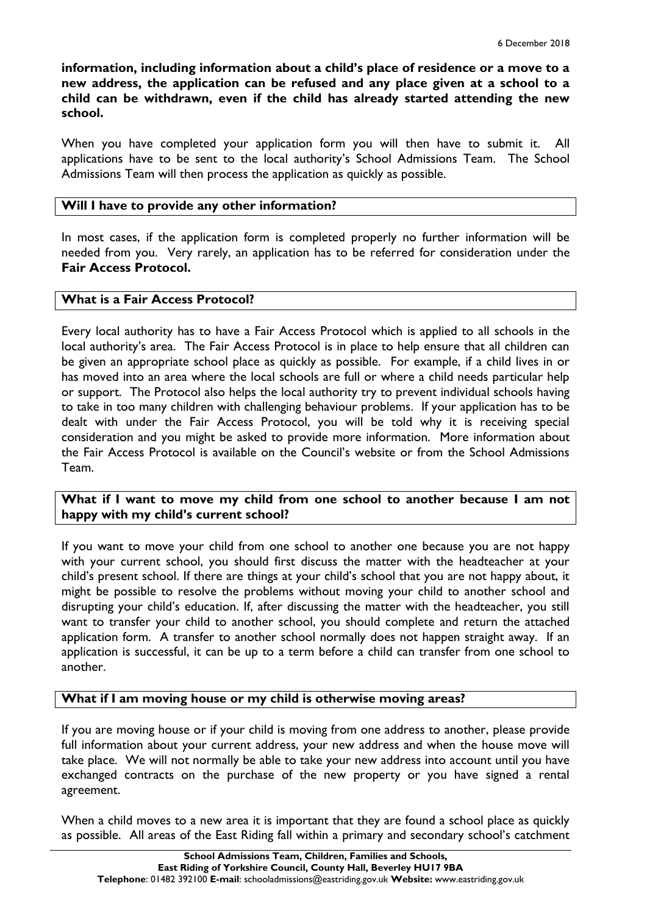**information, including information about a child's place of residence or a move to a new address, the application can be refused and any place given at a school to a child can be withdrawn, even if the child has already started attending the new school.**

When you have completed your application form you will then have to submit it. All applications have to be sent to the local authority's School Admissions Team. The School Admissions Team will then process the application as quickly as possible.

## Will I have to provide any other information?

In most cases, if the application form is completed properly no further information will be needed from you. Very rarely, an application has to be referred for consideration under the **Fair Access Protocol.**

## What is a Fair Access Protocol?

Every local authority has to have a Fair Access Protocol which is applied to all schools in the local authority's area. The Fair Access Protocol is in place to help ensure that all children can be given an appropriate school place as quickly as possible. For example, if a child lives in or has moved into an area where the local schools are full or where a child needs particular help or support. The Protocol also helps the local authority try to prevent individual schools having to take in too many children with challenging behaviour problems. If your application has to be dealt with under the Fair Access Protocol, you will be told why it is receiving special consideration and you might be asked to provide more information. More information about the Fair Access Protocol is available on the Council's website or from the School Admissions Team.

## What if I want to move my child from one school to another because I am not happy with my child's current school?

If you want to move your child from one school to another one because you are not happy with your current school, you should first discuss the matter with the headteacher at your child's present school. If there are things at your child's school that you are not happy about, it might be possible to resolve the problems without moving your child to another school and disrupting your child's education. If, after discussing the matter with the headteacher, you still want to transfer your child to another school, you should complete and return the attached application form. A transfer to another school normally does not happen straight away. If an application is successful, it can be up to a term before a child can transfer from one school to another.

## What if I am moving house or my child is otherwise moving areas?

If you are moving house or if your child is moving from one address to another, please provide full information about your current address, your new address and when the house move will take place. We will not normally be able to take your new address into account until you have exchanged contracts on the purchase of the new property or you have signed a rental agreement.

When a child moves to a new area it is important that they are found a school place as quickly as possible. All areas of the East Riding fall within a primary and secondary school's catchment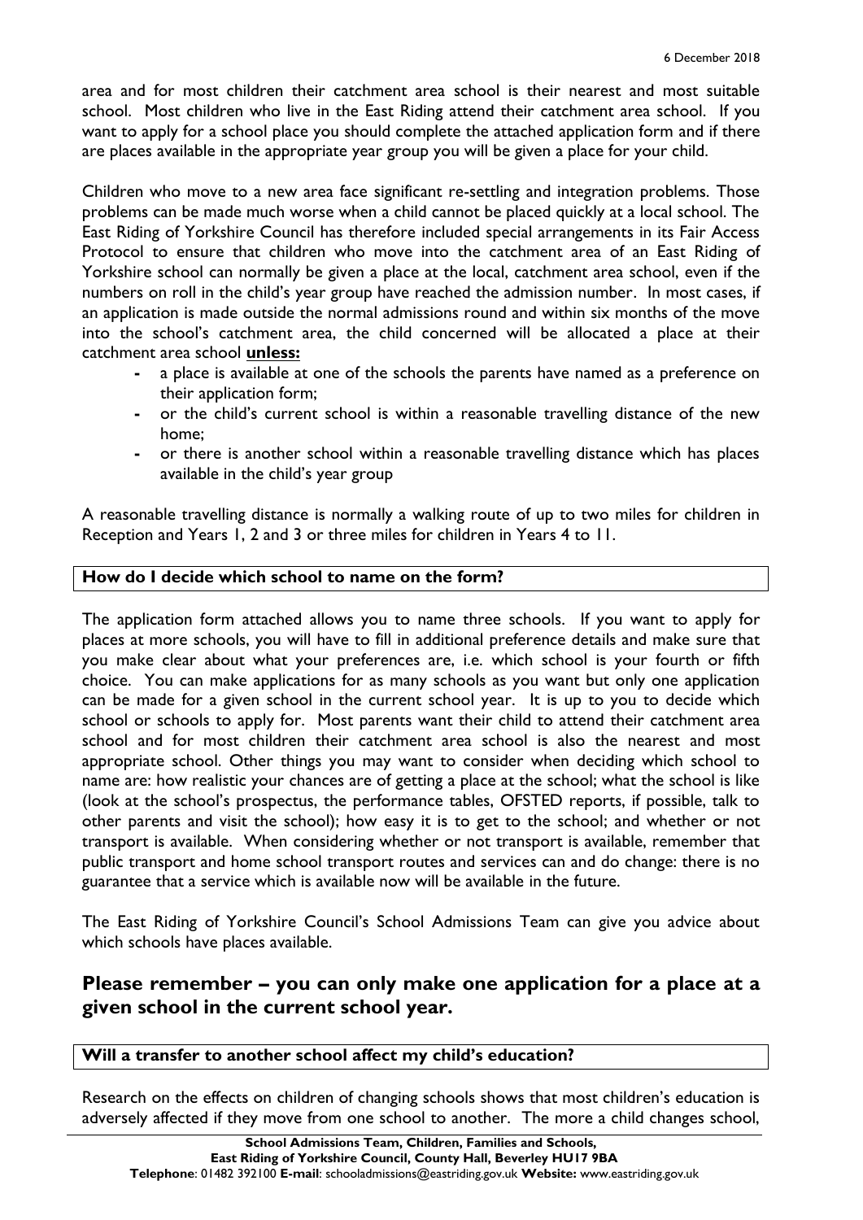area and for most children their catchment area school is their nearest and most suitable school. Most children who live in the East Riding attend their catchment area school. If you want to apply for a school place you should complete the attached application form and if there are places available in the appropriate year group you will be given a place for your child.

Children who move to a new area face significant re-settling and integration problems. Those problems can be made much worse when a child cannot be placed quickly at a local school. The East Riding of Yorkshire Council has therefore included special arrangements in its Fair Access Protocol to ensure that children who move into the catchment area of an East Riding of Yorkshire school can normally be given a place at the local, catchment area school, even if the numbers on roll in the child's year group have reached the admission number. In most cases, if an application is made outside the normal admissions round and within six months of the move into the school's catchment area, the child concerned will be allocated a place at their catchment area school **unless:**

- a place is available at one of the schools the parents have named as a preference on their application form;
- or the child's current school is within a reasonable travelling distance of the new home;
- or there is another school within a reasonable travelling distance which has places available in the child's year group

A reasonable travelling distance is normally a walking route of up to two miles for children in Reception and Years 1, 2 and 3 or three miles for children in Years 4 to 11.

### How do I decide which school to name on the form?

The application form attached allows you to name three schools. If you want to apply for places at more schools, you will have to fill in additional preference details and make sure that you make clear about what your preferences are, i.e. which school is your fourth or fifth choice. You can make applications for as many schools as you want but only one application can be made for a given school in the current school year. It is up to you to decide which school or schools to apply for. Most parents want their child to attend their catchment area school and for most children their catchment area school is also the nearest and most appropriate school. Other things you may want to consider when deciding which school to name are: how realistic your chances are of getting a place at the school; what the school is like (look at the school's prospectus, the performance tables, OFSTED reports, if possible, talk to other parents and visit the school); how easy it is to get to the school; and whether or not transport is available. When considering whether or not transport is available, remember that public transport and home school transport routes and services can and do change: there is no guarantee that a service which is available now will be available in the future.

The East Riding of Yorkshire Council's School Admissions Team can give you advice about which schools have places available.

## Please remember – you can only make one application for a place at a given school in the current school year.

### Will a transfer to another school affect my child's education?

Research on the effects on children of changing schools shows that most children's education is adversely affected if they move from one school to another. The more a child changes school,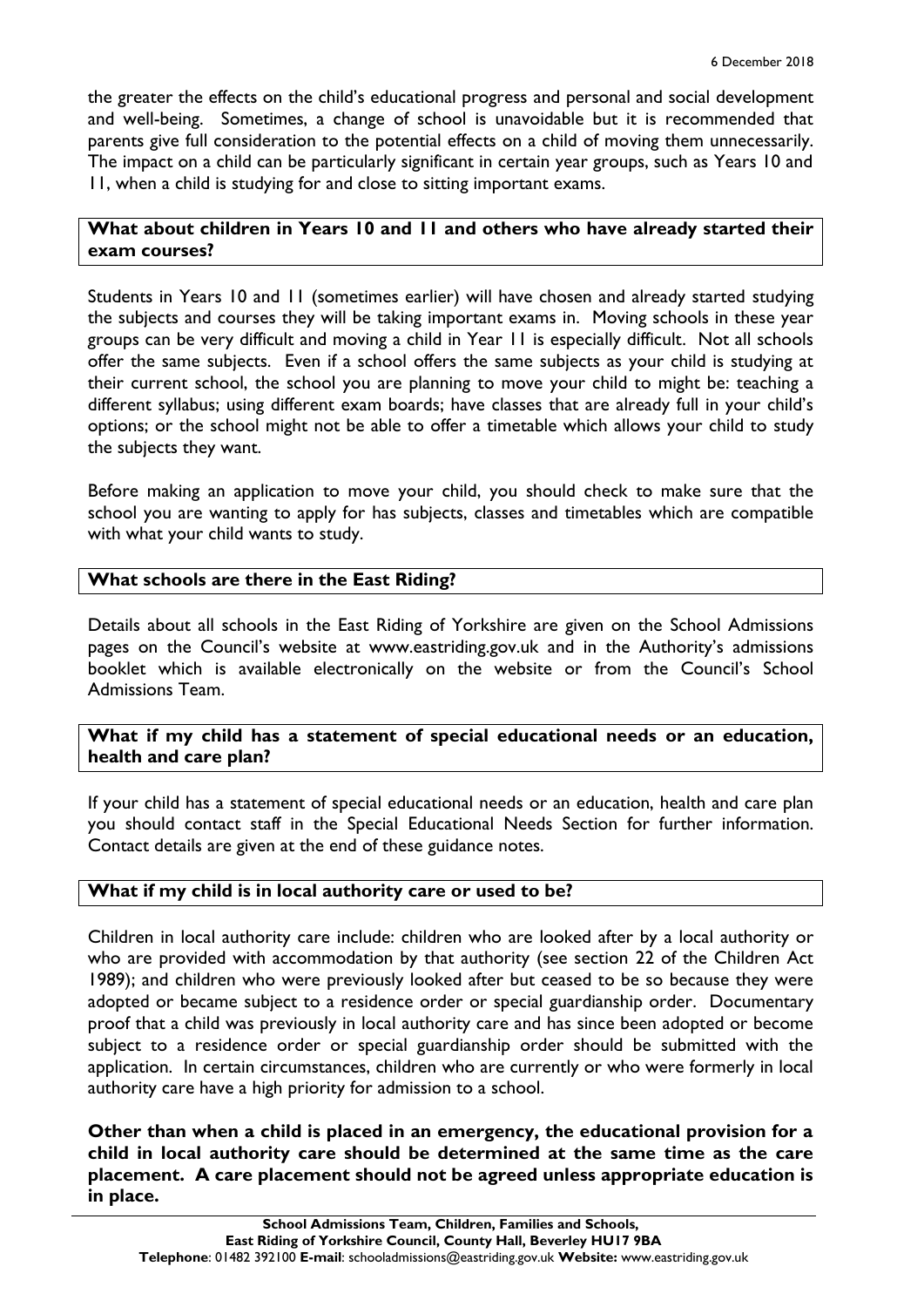the greater the effects on the child's educational progress and personal and social development and well-being. Sometimes, a change of school is unavoidable but it is recommended that parents give full consideration to the potential effects on a child of moving them unnecessarily. The impact on a child can be particularly significant in certain year groups, such as Years 10 and 11, when a child is studying for and close to sitting important exams.

**What about children in Years 10 and 11 and others who have already started their exam courses?**

Students in Years 10 and 11 (sometimes earlier) will have chosen and already started studying the subjects and courses they will be taking important exams in. Moving schools in these year groups can be very difficult and moving a child in Year 11 is especially difficult. Not all schools offer the same subjects. Even if a school offers the same subjects as your child is studying at their current school, the school you are planning to move your child to might be: teaching a different syllabus; using different exam boards; have classes that are already full in your child's options; or the school might not be able to offer a timetable which allows your child to study the subjects they want.

Before making an application to move your child, you should check to make sure that the school you are wanting to apply for has subjects, classes and timetables which are compatible with what your child wants to study.

**What schools are there in the East Riding?**

Details about all schools in the East Riding of Yorkshire are given on the School Admissions pages on the Council's website at www.eastriding.gov.uk and in the Authority's admissions booklet which is available electronically on the website or from the Council's School Admissions Team.

**What if my child has a statement of special educational needs or an education, health and care plan?**

If your child has a statement of special educational needs or an education, health and care plan you should contact staff in the Special Educational Needs Section for further information. Contact details are given at the end of these guidance notes.

**What if my child is in local authority care or used to be?**

Children in local authority care include: children who are looked after by a local authority or who are provided with accommodation by that authority (see section 22 of the Children Act 1989); and children who were previously looked after but ceased to be so because they were adopted or became subject to a residence order or special guardianship order. Documentary proof that a child was previously in local authority care and has since been adopted or become subject to a residence order or special guardianship order should be submitted with the application. In certain circumstances, children who are currently or who were formerly in local authority care have a high priority for admission to a school.

**Other than when a child is placed in an emergency, the educational provision for a child in local authority care should be determined at the same time as the care placement. A care placement should not be agreed unless appropriate education is in place.**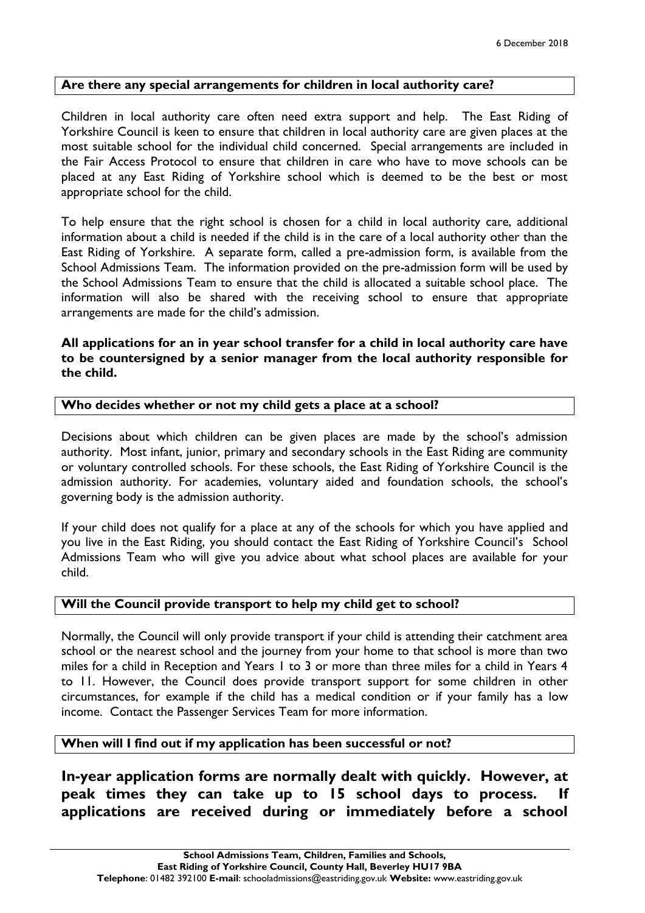## Are there any special arrangements for children in local authority care?

Children in local authority care often need extra support and help. The East Riding of Yorkshire Council is keen to ensure that children in local authority care are given places at the most suitable school for the individual child concerned. Special arrangements are included in the Fair Access Protocol to ensure that children in care who have to move schools can be placed at any East Riding of Yorkshire school which is deemed to be the best or most appropriate school for the child.

To help ensure that the right school is chosen for a child in local authority care, additional information about a child is needed if the child is in the care of a local authority other than the East Riding of Yorkshire. A separate form, called a pre-admission form, is available from the School Admissions Team. The information provided on the pre-admission form will be used by the School Admissions Team to ensure that the child is allocated a suitable school place. The information will also be shared with the receiving school to ensure that appropriate arrangements are made for the child's admission.

**All applications for an in year school transfer for a child in local authority care have to be countersigned by a senior manager from the local authority responsible for the child.**

## Who decides whether or not my child gets a place at a school?

Decisions about which children can be given places are made by the school's admission authority. Most infant, junior, primary and secondary schools in the East Riding are community or voluntary controlled schools. For these schools, the East Riding of Yorkshire Council is the admission authority. For academies, voluntary aided and foundation schools, the school's governing body is the admission authority.

If your child does not qualify for a place at any of the schools for which you have applied and you live in the East Riding, you should contact the East Riding of Yorkshire Council's School Admissions Team who will give you advice about what school places are available for your child.

## Will the Council provide transport to help my child get to school?

Normally, the Council will only provide transport if your child is attending their catchment area school or the nearest school and the journey from your home to that school is more than two miles for a child in Reception and Years 1 to 3 or more than three miles for a child in Years 4 to 11. However, the Council does provide transport support for some children in other circumstances, for example if the child has a medical condition or if your family has a low income. Contact the Passenger Services Team for more information.

## When will I find out if my application has been successful or not?

**In-year application forms are normally dealt with quickly. However, at peak times they can take up to 15 school days to process. If applications are received during or immediately before a school**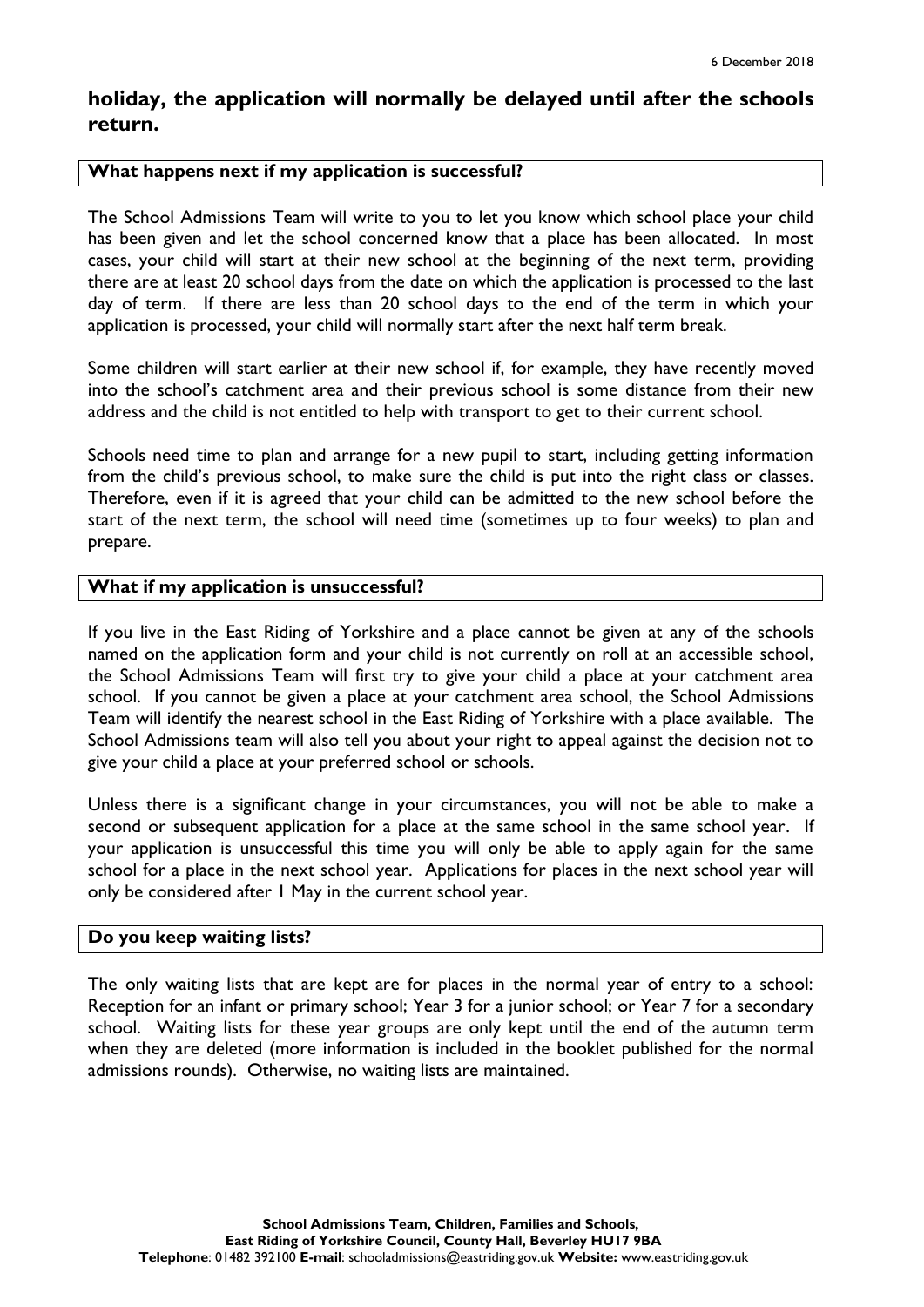**holiday, the application will normally be delayed until after the schools return.**

## What happens next if my application is successful?

The School Admissions Team will write to you to let you know which school place your child has been given and let the school concerned know that a place has been allocated. In most cases, your child will start at their new school at the beginning of the next term, providing there are at least 20 school days from the date on which the application is processed to the last day of term. If there are less than 20 school days to the end of the term in which your application is processed, your child will normally start after the next half term break.

Some children will start earlier at their new school if, for example, they have recently moved into the school's catchment area and their previous school is some distance from their new address and the child is not entitled to help with transport to get to their current school.

Schools need time to plan and arrange for a new pupil to start, including getting information from the child's previous school, to make sure the child is put into the right class or classes. Therefore, even if it is agreed that your child can be admitted to the new school before the start of the next term, the school will need time (sometimes up to four weeks) to plan and prepare.

## What if my application is unsuccessful?

If you live in the East Riding of Yorkshire and a place cannot be given at any of the schools named on the application form and your child is not currently on roll at an accessible school, the School Admissions Team will first try to give your child a place at your catchment area school. If you cannot be given a place at your catchment area school, the School Admissions Team will identify the nearest school in the East Riding of Yorkshire with a place available. The School Admissions team will also tell you about your right to appeal against the decision not to give your child a place at your preferred school or schools.

Unless there is a significant change in your circumstances, you will not be able to make a second or subsequent application for a place at the same school in the same school year. If your application is unsuccessful this time you will only be able to apply again for the same school for a place in the next school year. Applications for places in the next school year will only be considered after 1 May in the current school year.

## Do you keep waiting lists?

The only waiting lists that are kept are for places in the normal year of entry to a school: Reception for an infant or primary school; Year 3 for a junior school; or Year 7 for a secondary school. Waiting lists for these year groups are only kept until the end of the autumn term when they are deleted (more information is included in the booklet published for the normal admissions rounds). Otherwise, no waiting lists are maintained.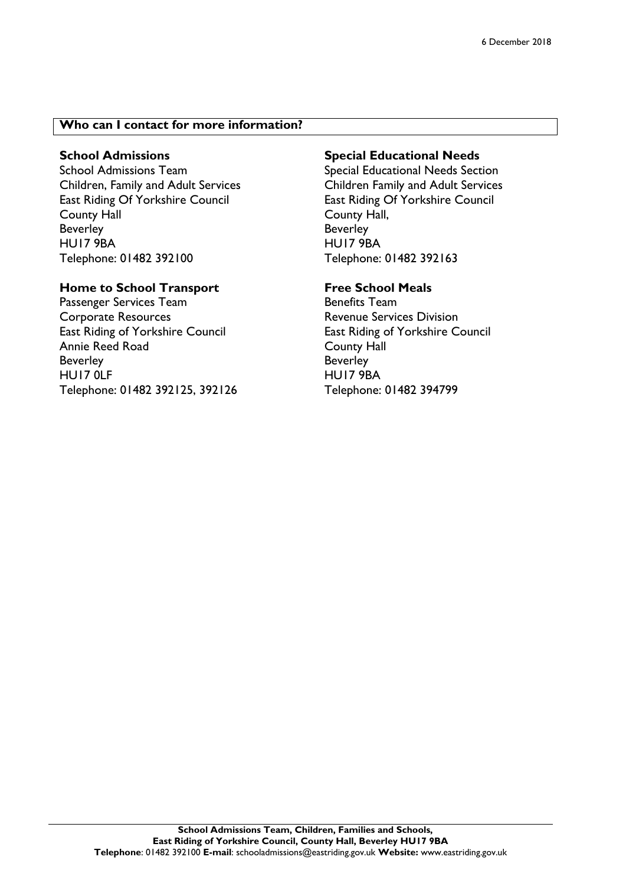6 December 2018

## Who can I contact for more information?

### School Admissions

School Admissions Team
Children, Family and Adult Services
East Riding Of Yorkshire Council
County Hall
Beverley
HU17 9BA
Telephone: 01482 392100

### Home to School Transport

Passenger Services Team
Corporate Resources
East Riding of Yorkshire Council
Annie Reed Road
Beverley
HU17 0LF
Telephone: 01482 392125, 392126

### Special Educational Needs

Special Educational Needs Section
Children Family and Adult Services
East Riding Of Yorkshire Council
County Hall,
Beverley
HU17 9BA
Telephone: 01482 392163

### Free School Meals

Benefits Team
Revenue Services Division
East Riding of Yorkshire Council
County Hall
Beverley
HU17 9BA
Telephone: 01482 394799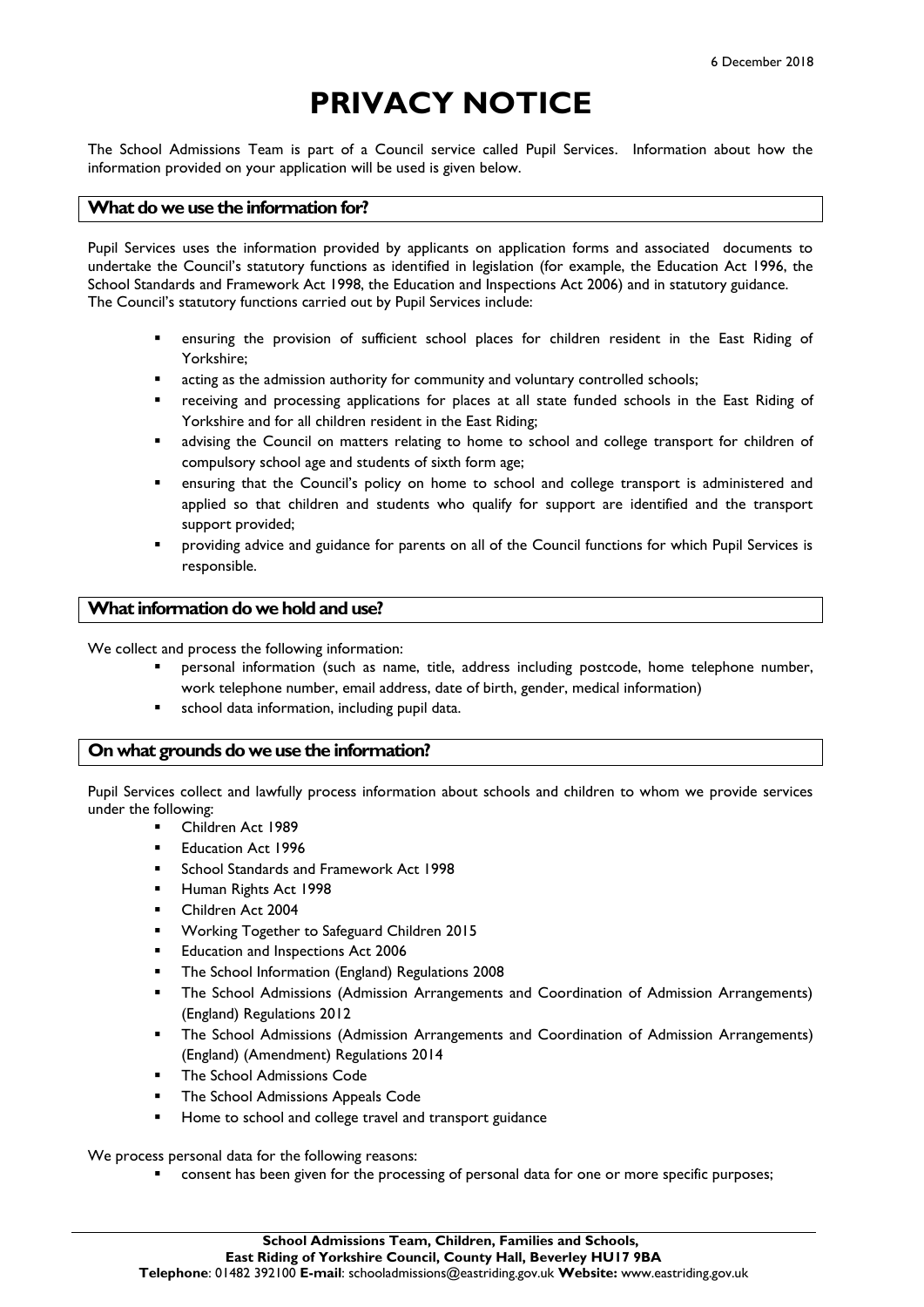6 December 2018

# PRIVACY NOTICE

The School Admissions Team is part of a Council service called Pupil Services. Information about how the information provided on your application will be used is given below.

## What do we use the information for?

Pupil Services uses the information provided by applicants on application forms and associated documents to undertake the Council's statutory functions as identified in legislation (for example, the Education Act 1996, the School Standards and Framework Act 1998, the Education and Inspections Act 2006) and in statutory guidance. The Council's statutory functions carried out by Pupil Services include:

- ensuring the provision of sufficient school places for children resident in the East Riding of Yorkshire;
- acting as the admission authority for community and voluntary controlled schools;
- receiving and processing applications for places at all state funded schools in the East Riding of Yorkshire and for all children resident in the East Riding;
- advising the Council on matters relating to home to school and college transport for children of compulsory school age and students of sixth form age;
- ensuring that the Council's policy on home to school and college transport is administered and applied so that children and students who qualify for support are identified and the transport support provided;
- providing advice and guidance for parents on all of the Council functions for which Pupil Services is responsible.

## What information do we hold and use?

We collect and process the following information:

- personal information (such as name, title, address including postcode, home telephone number, work telephone number, email address, date of birth, gender, medical information)
- school data information, including pupil data.

## On what grounds do we use the information?

Pupil Services collect and lawfully process information about schools and children to whom we provide services under the following:

- Children Act 1989
- Education Act 1996
- School Standards and Framework Act 1998
- Human Rights Act 1998
- Children Act 2004
- Working Together to Safeguard Children 2015
- Education and Inspections Act 2006
- The School Information (England) Regulations 2008
- The School Admissions (Admission Arrangements and Coordination of Admission Arrangements) (England) Regulations 2012
- The School Admissions (Admission Arrangements and Coordination of Admission Arrangements) (England) (Amendment) Regulations 2014
- The School Admissions Code
- The School Admissions Appeals Code
- Home to school and college travel and transport guidance

We process personal data for the following reasons:

- consent has been given for the processing of personal data for one or more specific purposes;

**School Admissions Team, Children, Families and Schools,**
**East Riding of Yorkshire Council, County Hall, Beverley HU17 9BA**
**Telephone**: 01482 392100 **E-mail**: schooladmissions@eastriding.gov.uk **Website:** www.eastriding.gov.uk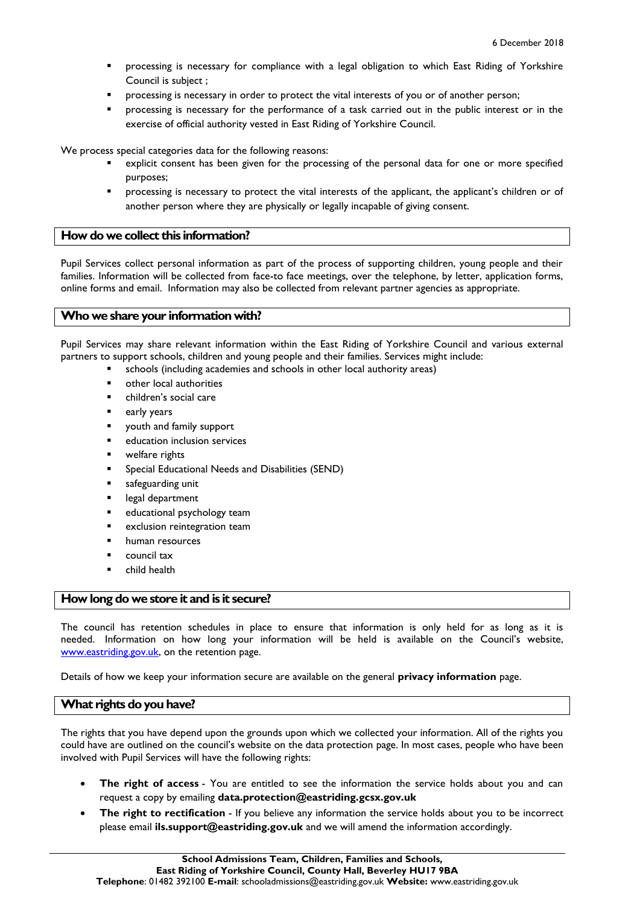- processing is necessary for compliance with a legal obligation to which East Riding of Yorkshire Council is subject ;
- processing is necessary in order to protect the vital interests of you or of another person;
- processing is necessary for the performance of a task carried out in the public interest or in the exercise of official authority vested in East Riding of Yorkshire Council.

We process special categories data for the following reasons:

- explicit consent has been given for the processing of the personal data for one or more specified purposes;
- processing is necessary to protect the vital interests of the applicant, the applicant's children or of another person where they are physically or legally incapable of giving consent.

## How do we collect this information?

Pupil Services collect personal information as part of the process of supporting children, young people and their families. Information will be collected from face-to face meetings, over the telephone, by letter, application forms, online forms and email. Information may also be collected from relevant partner agencies as appropriate.

## Who we share your information with?

Pupil Services may share relevant information within the East Riding of Yorkshire Council and various external partners to support schools, children and young people and their families. Services might include:

- schools (including academies and schools in other local authority areas)
- other local authorities
- children's social care
- early years
- youth and family support
- education inclusion services
- welfare rights
- Special Educational Needs and Disabilities (SEND)
- safeguarding unit
- legal department
- educational psychology team
- exclusion reintegration team
- human resources
- council tax
- child health

## How long do we store it and is it secure?

The council has retention schedules in place to ensure that information is only held for as long as it is needed. Information on how long your information will be held is available on the Council's website, [www.eastriding.gov.uk](http://www.eastriding.gov.uk), on the retention page.

Details of how we keep your information secure are available on the general **privacy information** page.

## What rights do you have?

The rights that you have depend upon the grounds upon which we collected your information. All of the rights you could have are outlined on the council's website on the data protection page. In most cases, people who have been involved with Pupil Services will have the following rights:

- **The right of access** - You are entitled to see the information the service holds about you and can request a copy by emailing **data.protection@eastriding.gcsx.gov.uk**
- **The right to rectification** - If you believe any information the service holds about you to be incorrect please email **ils.support@eastriding.gov.uk** and we will amend the information accordingly.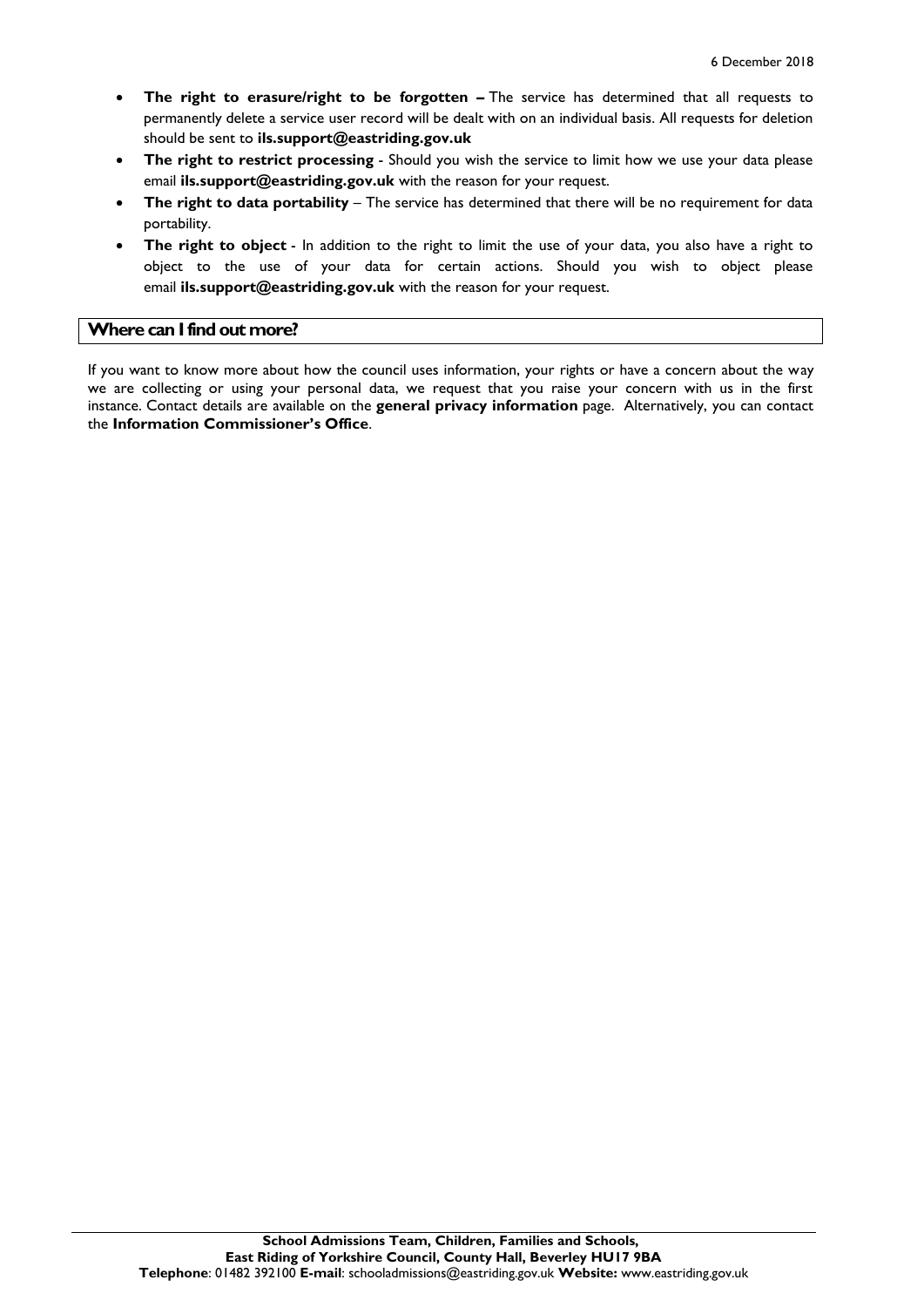- **The right to erasure/right to be forgotten –** The service has determined that all requests to permanently delete a service user record will be dealt with on an individual basis. All requests for deletion should be sent to **ils.support@eastriding.gov.uk**
- **The right to restrict processing** - Should you wish the service to limit how we use your data please email **ils.support@eastriding.gov.uk** with the reason for your request.
- **The right to data portability** – The service has determined that there will be no requirement for data portability.
- **The right to object** - In addition to the right to limit the use of your data, you also have a right to object to the use of your data for certain actions. Should you wish to object please email **ils.support@eastriding.gov.uk** with the reason for your request.

## Where can I find out more?

If you want to know more about how the council uses information, your rights or have a concern about the way we are collecting or using your personal data, we request that you raise your concern with us in the first instance. Contact details are available on the **general privacy information** page. Alternatively, you can contact the **Information Commissioner's Office**.